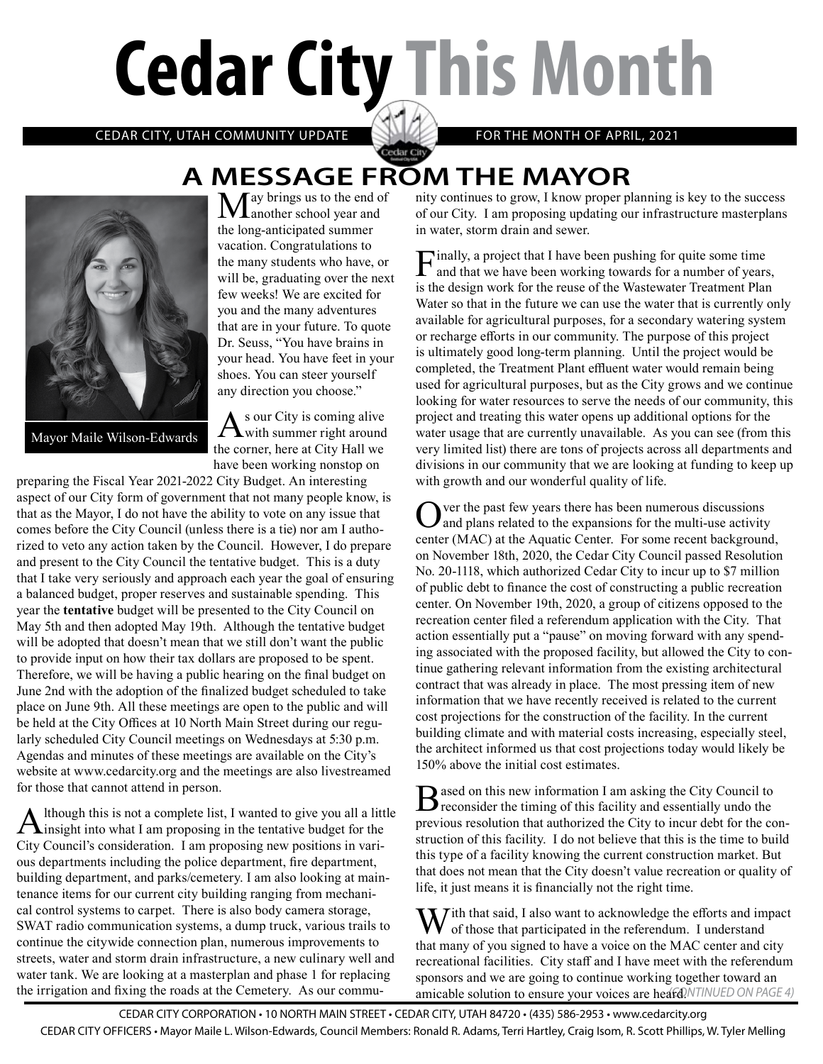# Cedar City This Month

CEDAR CITY, UTAH COMMUNITY UPDATE — FOR THE MONTH OF APRIL, 2021

## A MESSAGE FROM THE MAYOR

Mayor Maile Wilson-Edwards

May brings us to the end of another school year and the long-anticipated summer vacation. Congratulations to the many students who have, or will be, graduating over the next few weeks! We are excited for you and the many adventures that are in your future. To quote Dr. Seuss, "You have brains in your head. You have feet in your shoes. You can steer yourself any direction you choose."

As our City is coming alive with summer right around the corner, here at City Hall we have been working nonstop on preparing the Fiscal Year 2021-2022 City Budget. An interesting aspect of our City form of government that not many people know, is that as the Mayor, I do not have the ability to vote on any issue that comes before the City Council (unless there is a tie) nor am I authorized to veto any action taken by the Council. However, I do prepare and present to the City Council the tentative budget. This is a duty that I take very seriously and approach each year the goal of ensuring a balanced budget, proper reserves and sustainable spending. This year the **tentative** budget will be presented to the City Council on May 5th and then adopted May 19th. Although the tentative budget will be adopted that doesn't mean that we still don't want the public to provide input on how their tax dollars are proposed to be spent. Therefore, we will be having a public hearing on the final budget on June 2nd with the adoption of the finalized budget scheduled to take place on June 9th. All these meetings are open to the public and will be held at the City Offices at 10 North Main Street during our regularly scheduled City Council meetings on Wednesdays at 5:30 p.m. Agendas and minutes of these meetings are available on the City's website at www.cedarcity.org and the meetings are also livestreamed for those that cannot attend in person.

Although this is not a complete list, I wanted to give you all a little insight into what I am proposing in the tentative budget for the City Council's consideration. I am proposing new positions in various departments including the police department, fire department, building department, and parks/cemetery. I am also looking at maintenance items for our current city building ranging from mechanical control systems to carpet. There is also body camera storage, SWAT radio communication systems, a dump truck, various trails to continue the citywide connection plan, numerous improvements to streets, water and storm drain infrastructure, a new culinary well and water tank. We are looking at a masterplan and phase 1 for replacing the irrigation and fixing the roads at the Cemetery. As our community continues to grow, I know proper planning is key to the success of our City. I am proposing updating our infrastructure masterplans in water, storm drain and sewer.

Finally, a project that I have been pushing for quite some time and that we have been working towards for a number of years, is the design work for the reuse of the Wastewater Treatment Plan Water so that in the future we can use the water that is currently only available for agricultural purposes, for a secondary watering system or recharge efforts in our community. The purpose of this project is ultimately good long-term planning. Until the project would be completed, the Treatment Plant effluent water would remain being used for agricultural purposes, but as the City grows and we continue looking for water resources to serve the needs of our community, this project and treating this water opens up additional options for the water usage that are currently unavailable. As you can see (from this very limited list) there are tons of projects across all departments and divisions in our community that we are looking at funding to keep up with growth and our wonderful quality of life.

Over the past few years there has been numerous discussions and plans related to the expansions for the multi-use activity center (MAC) at the Aquatic Center. For some recent background, on November 18th, 2020, the Cedar City Council passed Resolution No. 20-1118, which authorized Cedar City to incur up to $7 million of public debt to finance the cost of constructing a public recreation center. On November 19th, 2020, a group of citizens opposed to the recreation center filed a referendum application with the City. That action essentially put a "pause" on moving forward with any spending associated with the proposed facility, but allowed the City to continue gathering relevant information from the existing architectural contract that was already in place. The most pressing item of new information that we have recently received is related to the current cost projections for the construction of the facility. In the current building climate and with material costs increasing, especially steel, the architect informed us that cost projections today would likely be 150% above the initial cost estimates.

Based on this new information I am asking the City Council to reconsider the timing of this facility and essentially undo the previous resolution that authorized the City to incur debt for the construction of this facility. I do not believe that this is the time to build this type of a facility knowing the current construction market. But that does not mean that the City doesn't value recreation or quality of life, it just means it is financially not the right time.

With that said, I also want to acknowledge the efforts and impact of those that participated in the referendum. I understand that many of you signed to have a voice on the MAC center and city recreational facilities. City staff and I have meet with the referendum sponsors and we are going to continue working together toward an amicable solution to ensure your voices are heard. *(CONTINUED ON PAGE 4)*

CEDAR CITY CORPORATION • 10 NORTH MAIN STREET • CEDAR CITY, UTAH 84720 • (435) 586-2953 • www.cedarcity.org

CEDAR CITY OFFICERS • Mayor Maile L. Wilson-Edwards, Council Members: Ronald R. Adams, Terri Hartley, Craig Isom, R. Scott Phillips, W. Tyler Melling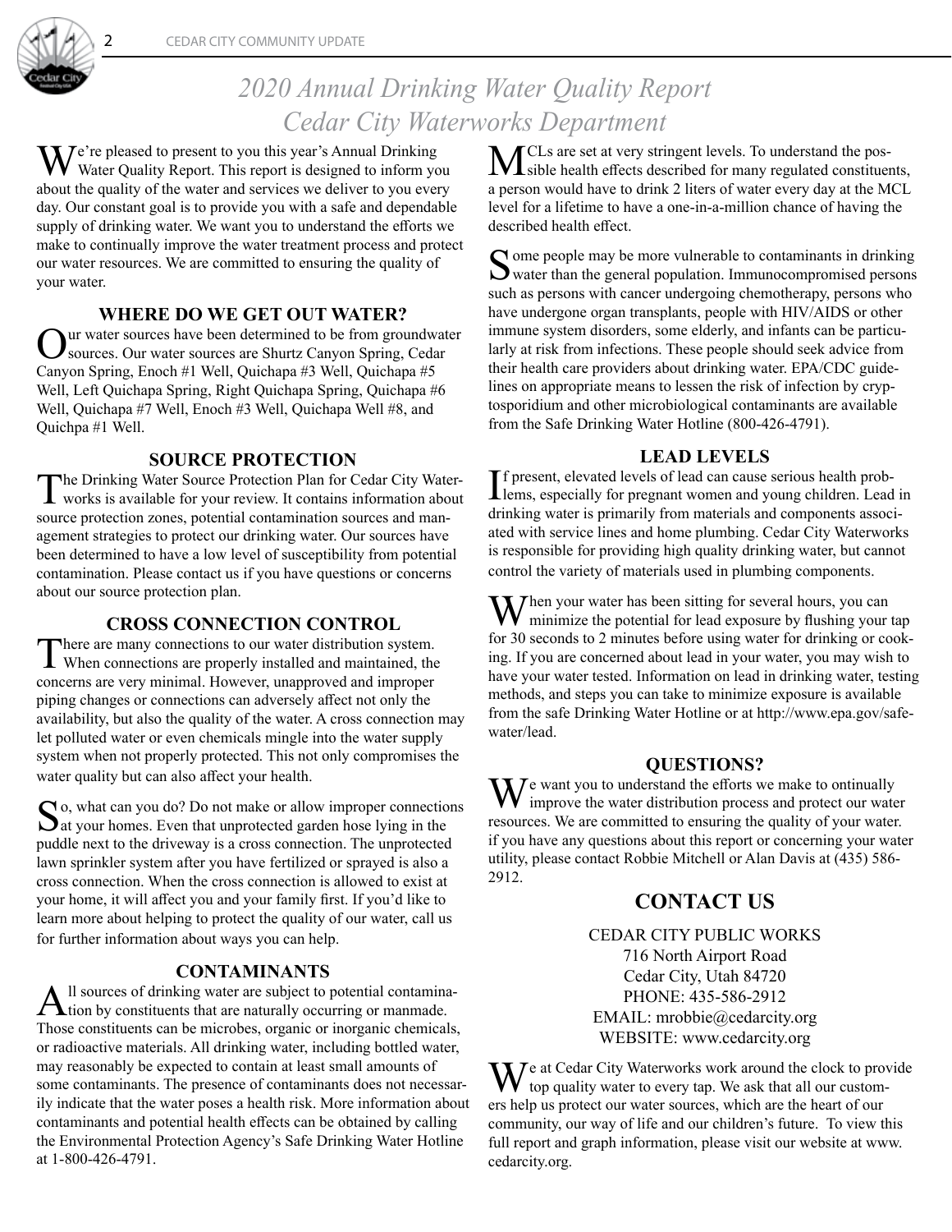# 2020 Annual Drinking Water Quality Report Cedar City Waterworks Department

We're pleased to present to you this year's Annual Drinking Water Quality Report. This report is designed to inform you about the quality of the water and services we deliver to you every day. Our constant goal is to provide you with a safe and dependable supply of drinking water. We want you to understand the efforts we make to continually improve the water treatment process and protect our water resources. We are committed to ensuring the quality of your water.

## WHERE DO WE GET OUT WATER?

Our water sources have been determined to be from groundwater sources. Our water sources are Shurtz Canyon Spring, Cedar Canyon Spring, Enoch #1 Well, Quichapa #3 Well, Quichapa #5 Well, Left Quichapa Spring, Right Quichapa Spring, Quichapa #6 Well, Quichapa #7 Well, Enoch #3 Well, Quichapa Well #8, and Quichpa #1 Well.

## SOURCE PROTECTION

The Drinking Water Source Protection Plan for Cedar City Waterworks is available for your review. It contains information about source protection zones, potential contamination sources and management strategies to protect our drinking water. Our sources have been determined to have a low level of susceptibility from potential contamination. Please contact us if you have questions or concerns about our source protection plan.

## CROSS CONNECTION CONTROL

There are many connections to our water distribution system. When connections are properly installed and maintained, the concerns are very minimal. However, unapproved and improper piping changes or connections can adversely affect not only the availability, but also the quality of the water. A cross connection may let polluted water or even chemicals mingle into the water supply system when not properly protected. This not only compromises the water quality but can also affect your health.

So, what can you do? Do not make or allow improper connections at your homes. Even that unprotected garden hose lying in the puddle next to the driveway is a cross connection. The unprotected lawn sprinkler system after you have fertilized or sprayed is also a cross connection. When the cross connection is allowed to exist at your home, it will affect you and your family first. If you'd like to learn more about helping to protect the quality of our water, call us for further information about ways you can help.

## CONTAMINANTS

All sources of drinking water are subject to potential contamination by constituents that are naturally occurring or manmade. Those constituents can be microbes, organic or inorganic chemicals, or radioactive materials. All drinking water, including bottled water, may reasonably be expected to contain at least small amounts of some contaminants. The presence of contaminants does not necessarily indicate that the water poses a health risk. More information about contaminants and potential health effects can be obtained by calling the Environmental Protection Agency's Safe Drinking Water Hotline at 1-800-426-4791.

MCLs are set at very stringent levels. To understand the possible health effects described for many regulated constituents, a person would have to drink 2 liters of water every day at the MCL level for a lifetime to have a one-in-a-million chance of having the described health effect.

Some people may be more vulnerable to contaminants in drinking water than the general population. Immunocompromised persons such as persons with cancer undergoing chemotherapy, persons who have undergone organ transplants, people with HIV/AIDS or other immune system disorders, some elderly, and infants can be particularly at risk from infections. These people should seek advice from their health care providers about drinking water. EPA/CDC guidelines on appropriate means to lessen the risk of infection by cryptosporidium and other microbiological contaminants are available from the Safe Drinking Water Hotline (800-426-4791).

## LEAD LEVELS

If present, elevated levels of lead can cause serious health problems, especially for pregnant women and young children. Lead in drinking water is primarily from materials and components associated with service lines and home plumbing. Cedar City Waterworks is responsible for providing high quality drinking water, but cannot control the variety of materials used in plumbing components.

When your water has been sitting for several hours, you can minimize the potential for lead exposure by flushing your tap for 30 seconds to 2 minutes before using water for drinking or cooking. If you are concerned about lead in your water, you may wish to have your water tested. Information on lead in drinking water, testing methods, and steps you can take to minimize exposure is available from the safe Drinking Water Hotline or at http://www.epa.gov/safewater/lead.

## QUESTIONS?

We want you to understand the efforts we make to ontinually improve the water distribution process and protect our water resources. We are committed to ensuring the quality of your water. if you have any questions about this report or concerning your water utility, please contact Robbie Mitchell or Alan Davis at (435) 586-2912.

## CONTACT US

CEDAR CITY PUBLIC WORKS
716 North Airport Road
Cedar City, Utah 84720
PHONE: 435-586-2912
EMAIL: mrobbie@cedarcity.org
WEBSITE: www.cedarcity.org

We at Cedar City Waterworks work around the clock to provide top quality water to every tap. We ask that all our customers help us protect our water sources, which are the heart of our community, our way of life and our children's future. To view this full report and graph information, please visit our website at www.cedarcity.org.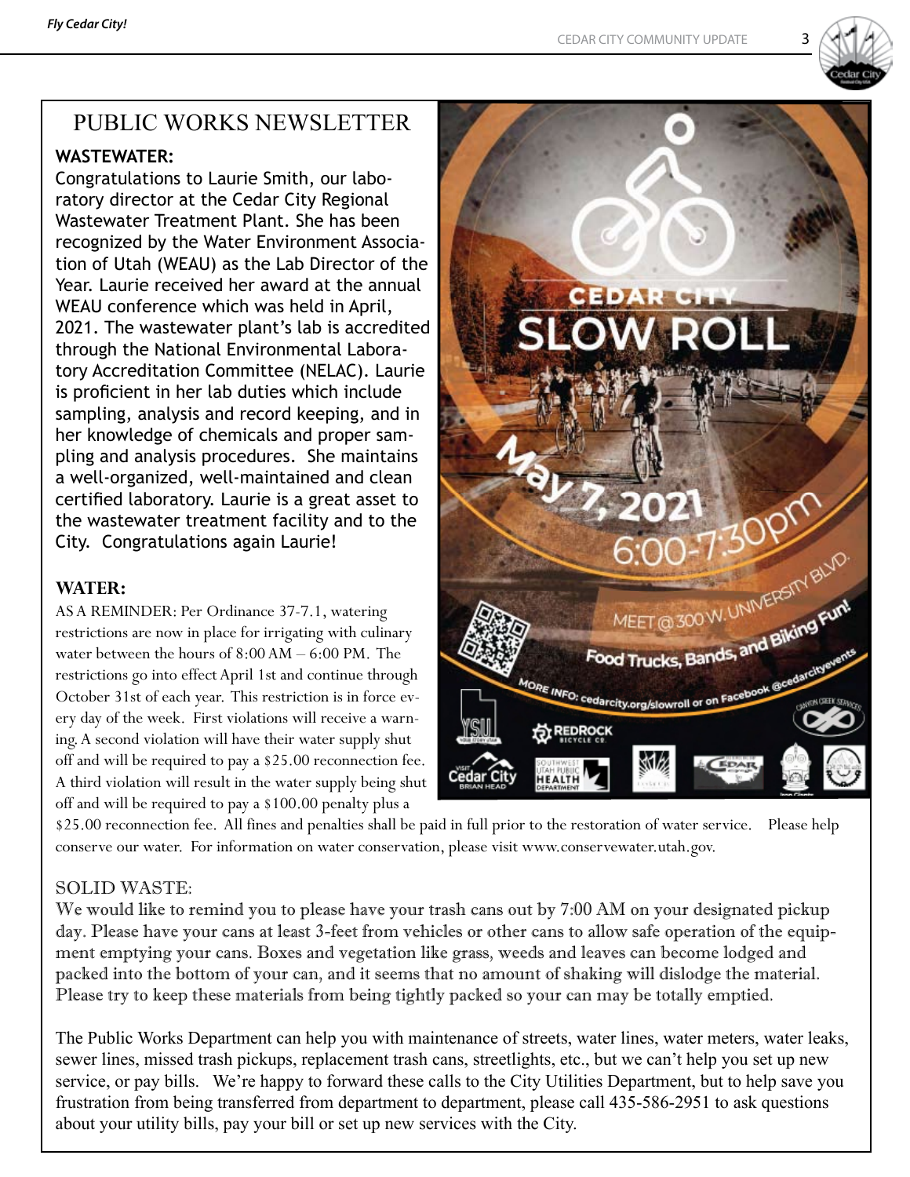# PUBLIC WORKS NEWSLETTER

**WASTEWATER:**

Congratulations to Laurie Smith, our laboratory director at the Cedar City Regional Wastewater Treatment Plant. She has been recognized by the Water Environment Association of Utah (WEAU) as the Lab Director of the Year. Laurie received her award at the annual WEAU conference which was held in April, 2021. The wastewater plant's lab is accredited through the National Environmental Laboratory Accreditation Committee (NELAC). Laurie is proficient in her lab duties which include sampling, analysis and record keeping, and in her knowledge of chemicals and proper sampling and analysis procedures. She maintains a well-organized, well-maintained and clean certified laboratory. Laurie is a great asset to the wastewater treatment facility and to the City. Congratulations again Laurie!

**WATER:**

AS A REMINDER: Per Ordinance 37-7.1, watering restrictions are now in place for irrigating with culinary water between the hours of 8:00 AM – 6:00 PM. The restrictions go into effect April 1st and continue through October 31st of each year. This restriction is in force every day of the week. First violations will receive a warning. A second violation will have their water supply shut off and will be required to pay a $25.00 reconnection fee. A third violation will result in the water supply being shut off and will be required to pay a $100.00 penalty plus a $25.00 reconnection fee. All fines and penalties shall be paid in full prior to the restoration of water service. Please help conserve our water. For information on water conservation, please visit www.conservewater.utah.gov.

CEDAR CITY SLOW ROLL

May 7, 2021 6:00-7:30pm

MEET @ 300 W. UNIVERSITY BLVD.

Food Trucks, Bands, and Biking Fun!

MORE INFO: cedarcity.org/slowroll or on Facebook @cedarcityevents

SOLID WASTE:

We would like to remind you to please have your trash cans out by 7:00 AM on your designated pickup day. Please have your cans at least 3-feet from vehicles or other cans to allow safe operation of the equipment emptying your cans. Boxes and vegetation like grass, weeds and leaves can become lodged and packed into the bottom of your can, and it seems that no amount of shaking will dislodge the material. Please try to keep these materials from being tightly packed so your can may be totally emptied.

The Public Works Department can help you with maintenance of streets, water lines, water meters, water leaks, sewer lines, missed trash pickups, replacement trash cans, streetlights, etc., but we can't help you set up new service, or pay bills. We're happy to forward these calls to the City Utilities Department, but to help save you frustration from being transferred from department to department, please call 435-586-2951 to ask questions about your utility bills, pay your bill or set up new services with the City.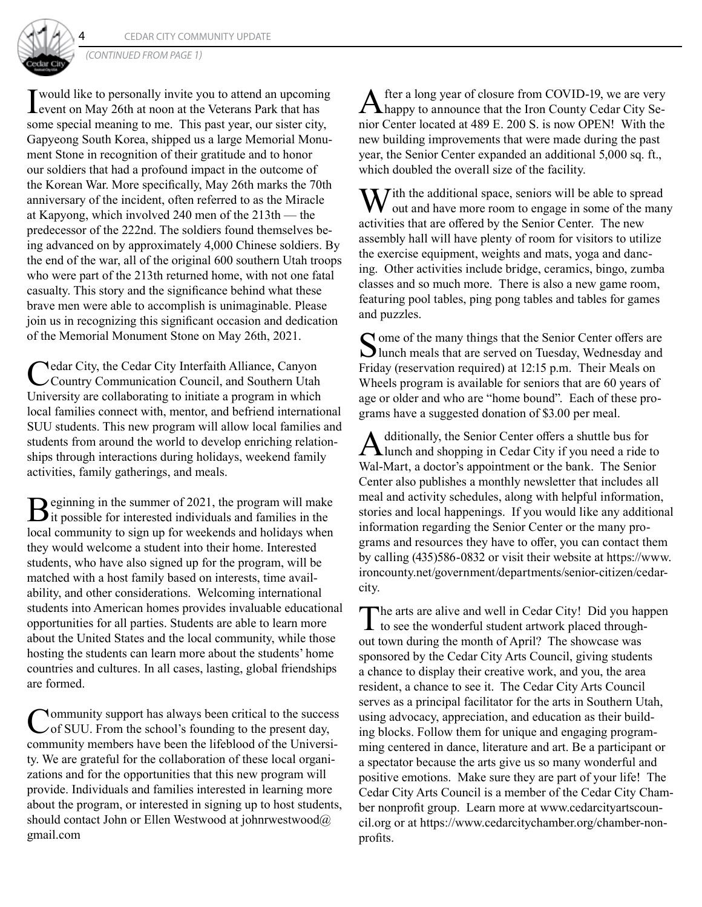*(CONTINUED FROM PAGE 1)*

I would like to personally invite you to attend an upcoming event on May 26th at noon at the Veterans Park that has some special meaning to me. This past year, our sister city, Gapyeong South Korea, shipped us a large Memorial Monument Stone in recognition of their gratitude and to honor our soldiers that had a profound impact in the outcome of the Korean War. More specifically, May 26th marks the 70th anniversary of the incident, often referred to as the Miracle at Kapyong, which involved 240 men of the 213th — the predecessor of the 222nd. The soldiers found themselves being advanced on by approximately 4,000 Chinese soldiers. By the end of the war, all of the original 600 southern Utah troops who were part of the 213th returned home, with not one fatal casualty. This story and the significance behind what these brave men were able to accomplish is unimaginable. Please join us in recognizing this significant occasion and dedication of the Memorial Monument Stone on May 26th, 2021.

Cedar City, the Cedar City Interfaith Alliance, Canyon Country Communication Council, and Southern Utah University are collaborating to initiate a program in which local families connect with, mentor, and befriend international SUU students. This new program will allow local families and students from around the world to develop enriching relationships through interactions during holidays, weekend family activities, family gatherings, and meals.

Beginning in the summer of 2021, the program will make it possible for interested individuals and families in the local community to sign up for weekends and holidays when they would welcome a student into their home. Interested students, who have also signed up for the program, will be matched with a host family based on interests, time availability, and other considerations. Welcoming international students into American homes provides invaluable educational opportunities for all parties. Students are able to learn more about the United States and the local community, while those hosting the students can learn more about the students' home countries and cultures. In all cases, lasting, global friendships are formed.

Community support has always been critical to the success of SUU. From the school's founding to the present day, community members have been the lifeblood of the University. We are grateful for the collaboration of these local organizations and for the opportunities that this new program will provide. Individuals and families interested in learning more about the program, or interested in signing up to host students, should contact John or Ellen Westwood at johnrwestwood@gmail.com

After a long year of closure from COVID-19, we are very happy to announce that the Iron County Cedar City Senior Center located at 489 E. 200 S. is now OPEN! With the new building improvements that were made during the past year, the Senior Center expanded an additional 5,000 sq. ft., which doubled the overall size of the facility.

With the additional space, seniors will be able to spread out and have more room to engage in some of the many activities that are offered by the Senior Center. The new assembly hall will have plenty of room for visitors to utilize the exercise equipment, weights and mats, yoga and dancing. Other activities include bridge, ceramics, bingo, zumba classes and so much more. There is also a new game room, featuring pool tables, ping pong tables and tables for games and puzzles.

Some of the many things that the Senior Center offers are lunch meals that are served on Tuesday, Wednesday and Friday (reservation required) at 12:15 p.m. Their Meals on Wheels program is available for seniors that are 60 years of age or older and who are "home bound". Each of these programs have a suggested donation of $3.00 per meal.

Additionally, the Senior Center offers a shuttle bus for lunch and shopping in Cedar City if you need a ride to Wal-Mart, a doctor's appointment or the bank. The Senior Center also publishes a monthly newsletter that includes all meal and activity schedules, along with helpful information, stories and local happenings. If you would like any additional information regarding the Senior Center or the many programs and resources they have to offer, you can contact them by calling (435)586-0832 or visit their website at https://www.ironcounty.net/government/departments/senior-citizen/cedar-city.

The arts are alive and well in Cedar City! Did you happen to see the wonderful student artwork placed throughout town during the month of April? The showcase was sponsored by the Cedar City Arts Council, giving students a chance to display their creative work, and you, the area resident, a chance to see it. The Cedar City Arts Council serves as a principal facilitator for the arts in Southern Utah, using advocacy, appreciation, and education as their building blocks. Follow them for unique and engaging programming centered in dance, literature and art. Be a participant or a spectator because the arts give us so many wonderful and positive emotions. Make sure they are part of your life! The Cedar City Arts Council is a member of the Cedar City Chamber nonprofit group. Learn more at www.cedarcityartscouncil.org or at https://www.cedarcitychamber.org/chamber-nonprofits.